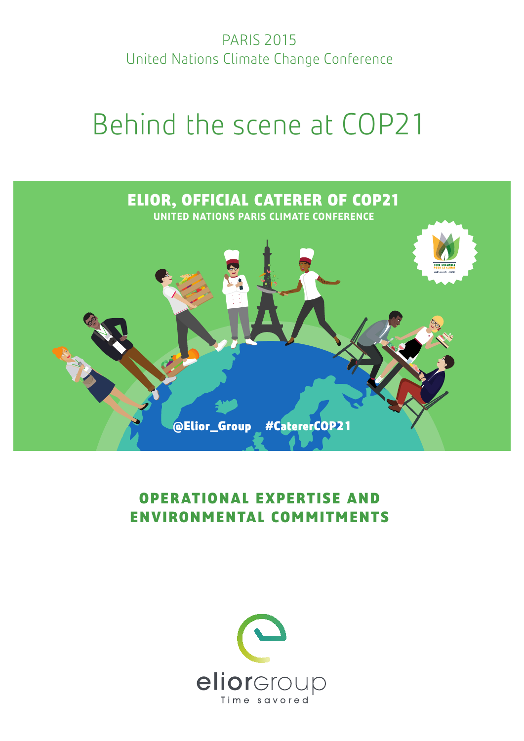PARIS 2015

United Nations Climate Change Conference

# Behind the scene at COP21

**ELIOR, OFFICIAL CATERER OF COP21**

**UNITED NATIONS PARIS CLIMATE CONFERENCE**

@Elior_Group #CatererCOP21

## OPERATIONAL EXPERTISE AND ENVIRONMENTAL COMMITMENTS

eliorGroup

Time savored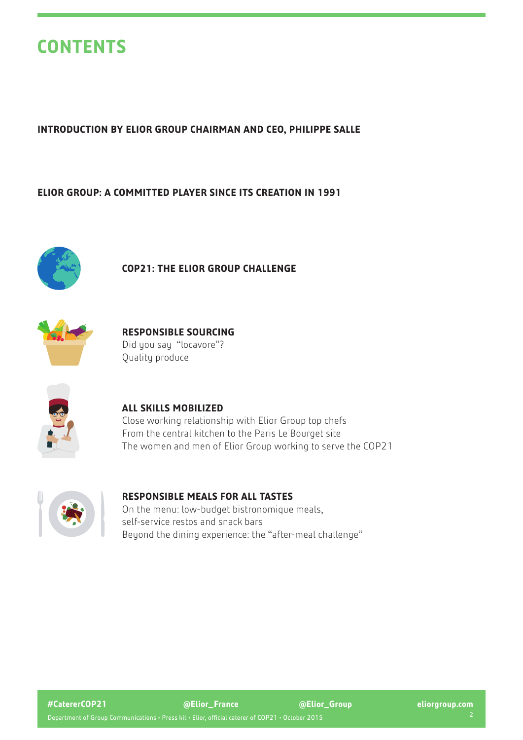# CONTENTS

**INTRODUCTION BY ELIOR GROUP CHAIRMAN AND CEO, PHILIPPE SALLE**

**ELIOR GROUP: A COMMITTED PLAYER SINCE ITS CREATION IN 1991**

**COP21: THE ELIOR GROUP CHALLENGE**

**RESPONSIBLE SOURCING**
Did you say "locavore"?
Quality produce

**ALL SKILLS MOBILIZED**
Close working relationship with Elior Group top chefs
From the central kitchen to the Paris Le Bourget site
The women and men of Elior Group working to serve the COP21

**RESPONSIBLE MEALS FOR ALL TASTES**
On the menu: low-budget bistronomique meals,
self-service restos and snack bars
Beyond the dining experience: the "after-meal challenge"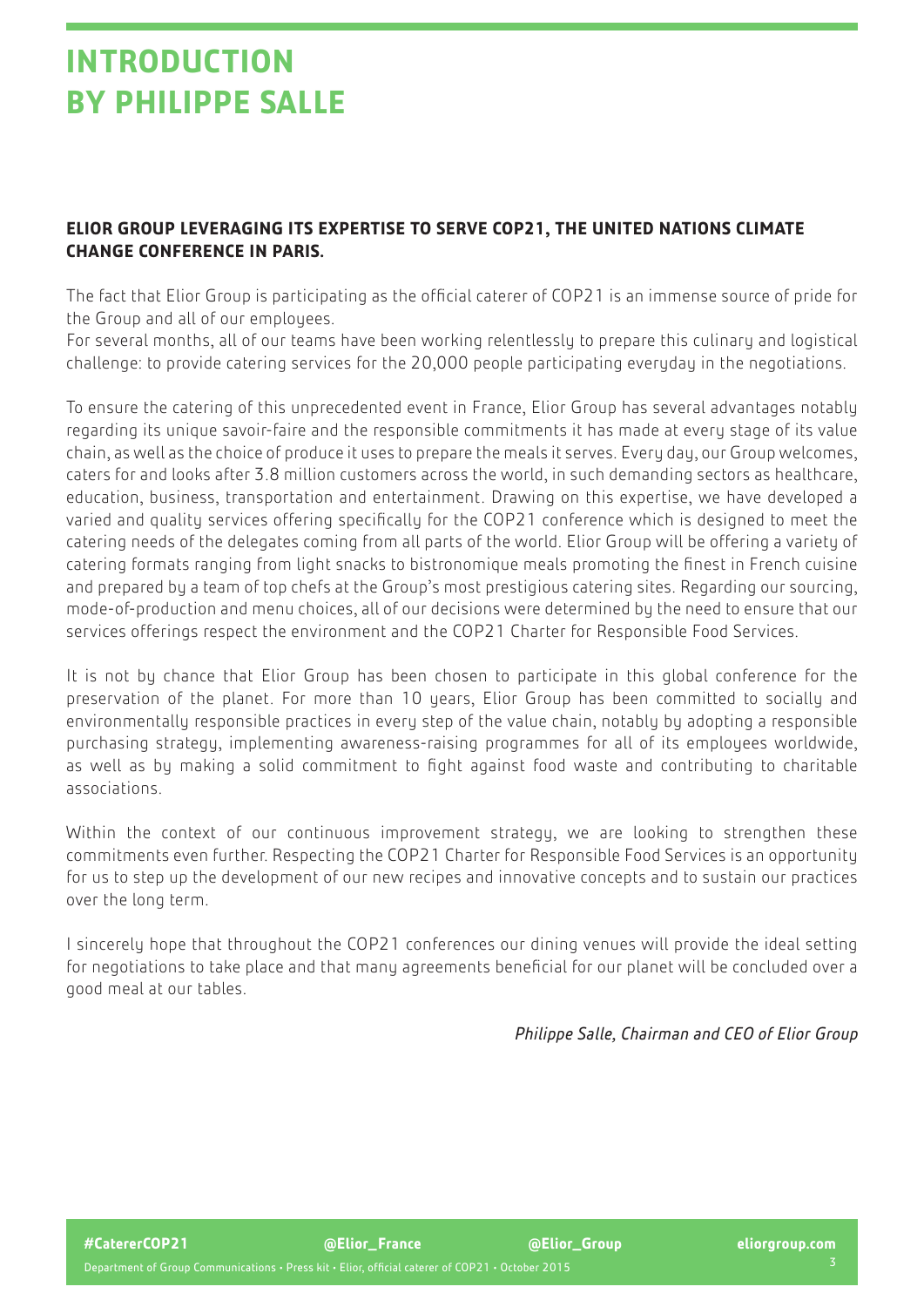# INTRODUCTION BY PHILIPPE SALLE

**ELIOR GROUP LEVERAGING ITS EXPERTISE TO SERVE COP21, THE UNITED NATIONS CLIMATE CHANGE CONFERENCE IN PARIS.**

The fact that Elior Group is participating as the official caterer of COP21 is an immense source of pride for the Group and all of our employees.
For several months, all of our teams have been working relentlessly to prepare this culinary and logistical challenge: to provide catering services for the 20,000 people participating everyday in the negotiations.

To ensure the catering of this unprecedented event in France, Elior Group has several advantages notably regarding its unique savoir-faire and the responsible commitments it has made at every stage of its value chain, as well as the choice of produce it uses to prepare the meals it serves. Every day, our Group welcomes, caters for and looks after 3.8 million customers across the world, in such demanding sectors as healthcare, education, business, transportation and entertainment. Drawing on this expertise, we have developed a varied and quality services offering specifically for the COP21 conference which is designed to meet the catering needs of the delegates coming from all parts of the world. Elior Group will be offering a variety of catering formats ranging from light snacks to bistronomique meals promoting the finest in French cuisine and prepared by a team of top chefs at the Group's most prestigious catering sites. Regarding our sourcing, mode-of-production and menu choices, all of our decisions were determined by the need to ensure that our services offerings respect the environment and the COP21 Charter for Responsible Food Services.

It is not by chance that Elior Group has been chosen to participate in this global conference for the preservation of the planet. For more than 10 years, Elior Group has been committed to socially and environmentally responsible practices in every step of the value chain, notably by adopting a responsible purchasing strategy, implementing awareness-raising programmes for all of its employees worldwide, as well as by making a solid commitment to fight against food waste and contributing to charitable associations.

Within the context of our continuous improvement strategy, we are looking to strengthen these commitments even further. Respecting the COP21 Charter for Responsible Food Services is an opportunity for us to step up the development of our new recipes and innovative concepts and to sustain our practices over the long term.

I sincerely hope that throughout the COP21 conferences our dining venues will provide the ideal setting for negotiations to take place and that many agreements beneficial for our planet will be concluded over a good meal at our tables.

*Philippe Salle, Chairman and CEO of Elior Group*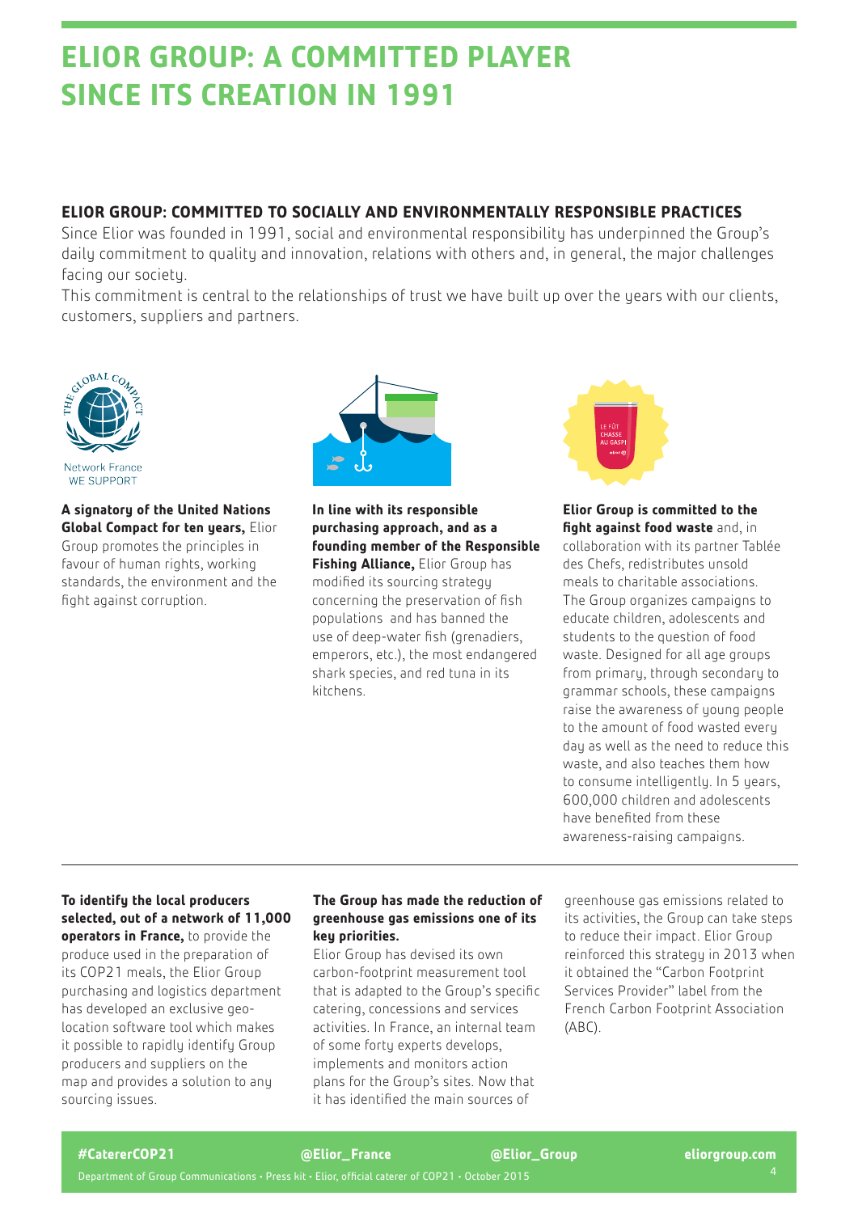# ELIOR GROUP: A COMMITTED PLAYER SINCE ITS CREATION IN 1991

## ELIOR GROUP: COMMITTED TO SOCIALLY AND ENVIRONMENTALLY RESPONSIBLE PRACTICES

Since Elior was founded in 1991, social and environmental responsibility has underpinned the Group's daily commitment to quality and innovation, relations with others and, in general, the major challenges facing our society.

This commitment is central to the relationships of trust we have built up over the years with our clients, customers, suppliers and partners.

**A signatory of the United Nations Global Compact for ten years,** Elior Group promotes the principles in favour of human rights, working standards, the environment and the fight against corruption.

**In line with its responsible purchasing approach, and as a founding member of the Responsible Fishing Alliance,** Elior Group has modified its sourcing strategy concerning the preservation of fish populations and has banned the use of deep-water fish (grenadiers, emperors, etc.), the most endangered shark species, and red tuna in its kitchens.

**Elior Group is committed to the fight against food waste** and, in collaboration with its partner Tablée des Chefs, redistributes unsold meals to charitable associations. The Group organizes campaigns to educate children, adolescents and students to the question of food waste. Designed for all age groups from primary, through secondary to grammar schools, these campaigns raise the awareness of young people to the amount of food wasted every day as well as the need to reduce this waste, and also teaches them how to consume intelligently. In 5 years, 600,000 children and adolescents have benefited from these awareness-raising campaigns.

---

**To identify the local producers selected, out of a network of 11,000 operators in France,** to provide the produce used in the preparation of its COP21 meals, the Elior Group purchasing and logistics department has developed an exclusive geo-location software tool which makes it possible to rapidly identify Group producers and suppliers on the map and provides a solution to any sourcing issues.

**The Group has made the reduction of greenhouse gas emissions one of its key priorities.**

Elior Group has devised its own carbon-footprint measurement tool that is adapted to the Group's specific catering, concessions and services activities. In France, an internal team of some forty experts develops, implements and monitors action plans for the Group's sites. Now that it has identified the main sources of greenhouse gas emissions related to its activities, the Group can take steps to reduce their impact. Elior Group reinforced this strategy in 2013 when it obtained the "Carbon Footprint Services Provider" label from the French Carbon Footprint Association (ABC).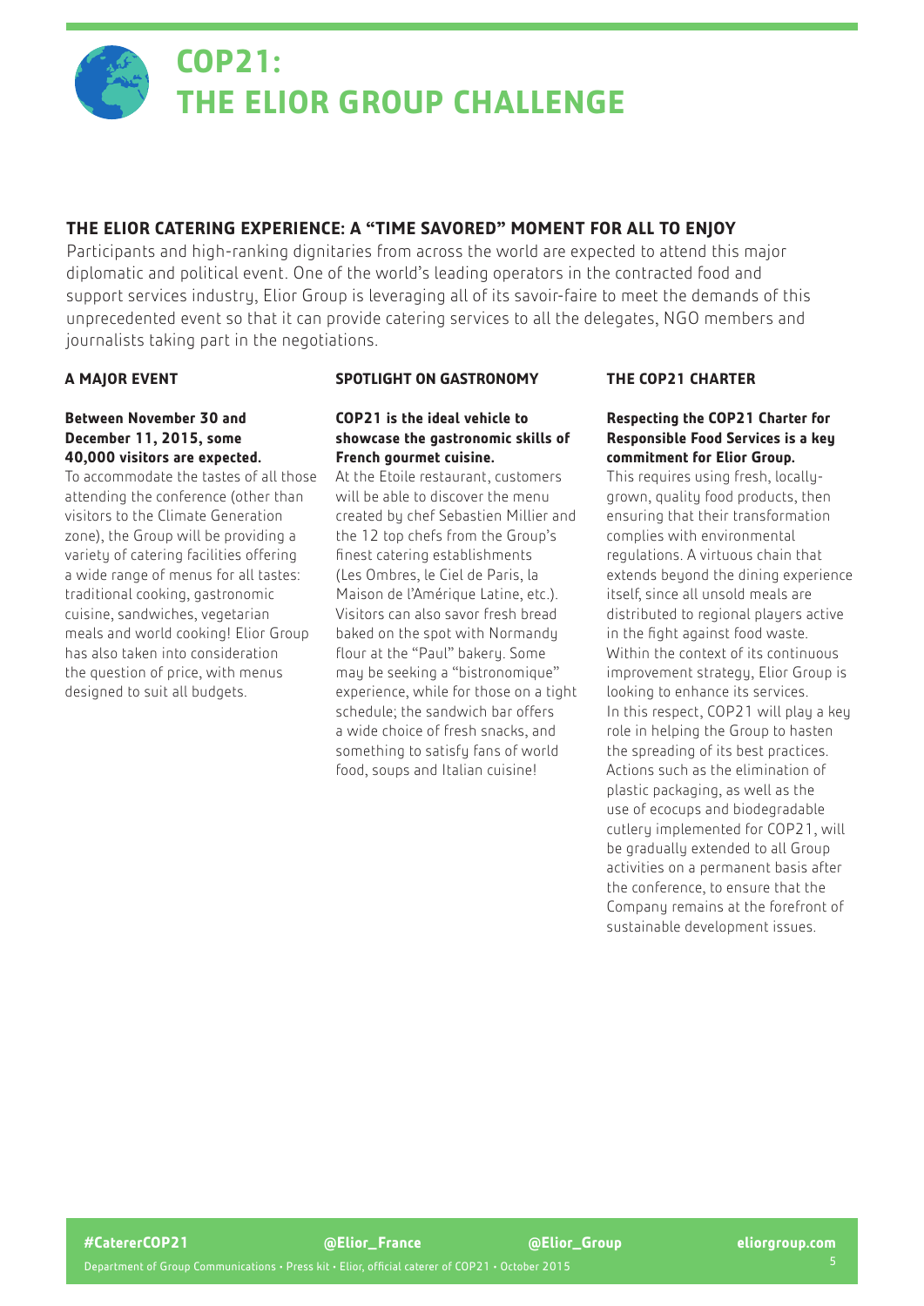# COP21: THE ELIOR GROUP CHALLENGE

## THE ELIOR CATERING EXPERIENCE: A "TIME SAVORED" MOMENT FOR ALL TO ENJOY

Participants and high-ranking dignitaries from across the world are expected to attend this major diplomatic and political event. One of the world's leading operators in the contracted food and support services industry, Elior Group is leveraging all of its savoir-faire to meet the demands of this unprecedented event so that it can provide catering services to all the delegates, NGO members and journalists taking part in the negotiations.

### A MAJOR EVENT

**Between November 30 and December 11, 2015, some 40,000 visitors are expected.**

To accommodate the tastes of all those attending the conference (other than visitors to the Climate Generation zone), the Group will be providing a variety of catering facilities offering a wide range of menus for all tastes: traditional cooking, gastronomic cuisine, sandwiches, vegetarian meals and world cooking! Elior Group has also taken into consideration the question of price, with menus designed to suit all budgets.

### SPOTLIGHT ON GASTRONOMY

**COP21 is the ideal vehicle to showcase the gastronomic skills of French gourmet cuisine.**

At the Etoile restaurant, customers will be able to discover the menu created by chef Sebastien Millier and the 12 top chefs from the Group's finest catering establishments (Les Ombres, le Ciel de Paris, la Maison de l'Amérique Latine, etc.). Visitors can also savor fresh bread baked on the spot with Normandy flour at the "Paul" bakery. Some may be seeking a "bistronomique" experience, while for those on a tight schedule; the sandwich bar offers a wide choice of fresh snacks, and something to satisfy fans of world food, soups and Italian cuisine!

### THE COP21 CHARTER

**Respecting the COP21 Charter for Responsible Food Services is a key commitment for Elior Group.**

This requires using fresh, locally-grown, quality food products, then ensuring that their transformation complies with environmental regulations. A virtuous chain that extends beyond the dining experience itself, since all unsold meals are distributed to regional players active in the fight against food waste.

Within the context of its continuous improvement strategy, Elior Group is looking to enhance its services. In this respect, COP21 will play a key role in helping the Group to hasten the spreading of its best practices. Actions such as the elimination of plastic packaging, as well as the use of ecocups and biodegradable cutlery implemented for COP21, will be gradually extended to all Group activities on a permanent basis after the conference, to ensure that the Company remains at the forefront of sustainable development issues.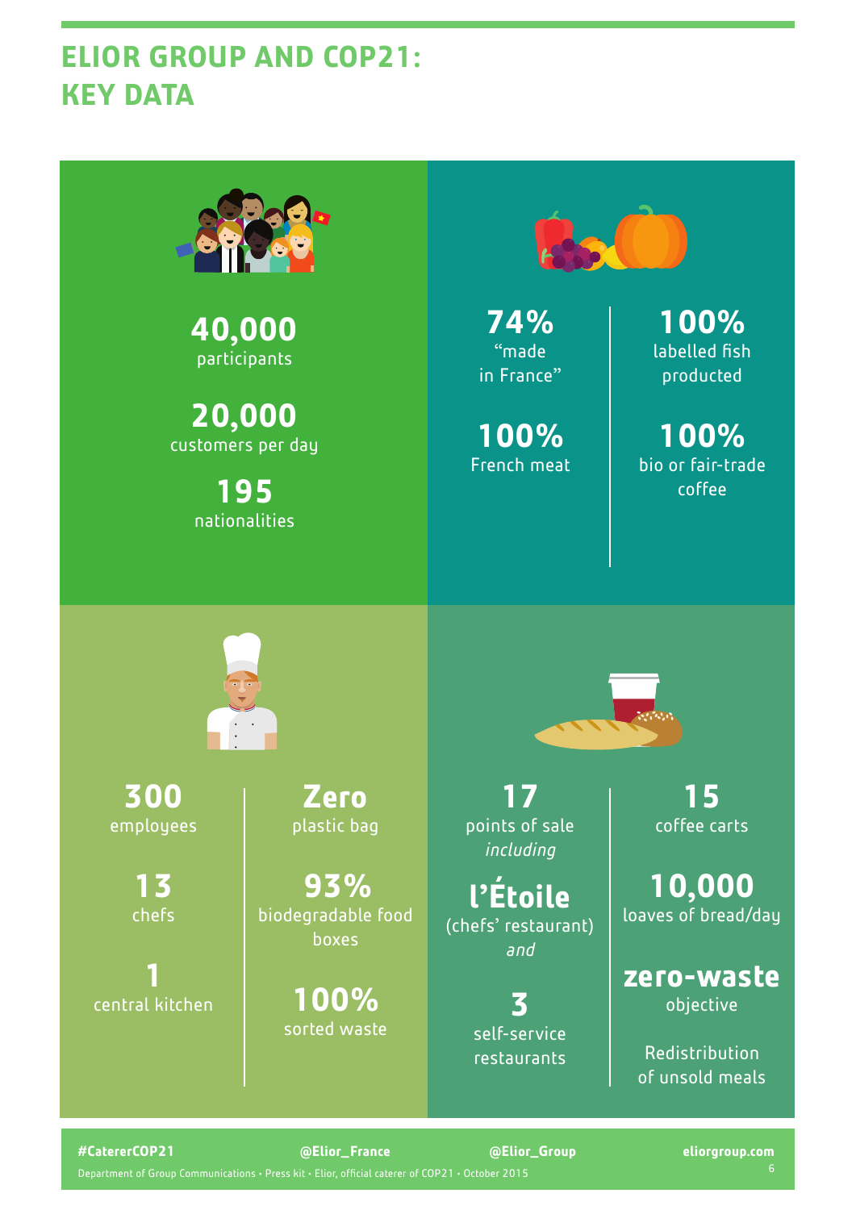# ELIOR GROUP AND COP21: KEY DATA

**40,000**
participants

**20,000**
customers per day

**195**
nationalities

**74%**
"made in France"

**100%**
French meat

**100%**
labelled fish producted

**100%**
bio or fair-trade coffee

**300**
employees

**13**
chefs

**1**
central kitchen

**Zero**
plastic bag

**93%**
biodegradable food boxes

**100%**
sorted waste

**17**
points of sale
*including*

**l'Étoile**
(chefs' restaurant)
*and*

**3**
self-service restaurants

**15**
coffee carts

**10,000**
loaves of bread/day

**zero-waste**
objective

Redistribution of unsold meals

**#CatererCOP21** **@Elior_France** **@Elior_Group** **eliorgroup.com**

Department of Group Communications • Press kit • Elior, official caterer of COP21 • October 2015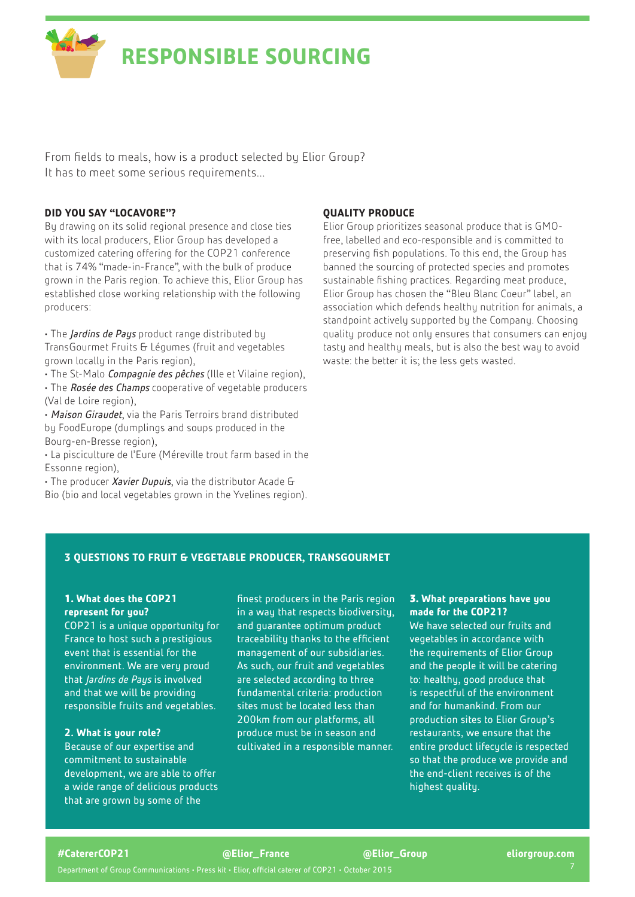# RESPONSIBLE SOURCING

From fields to meals, how is a product selected by Elior Group?
It has to meet some serious requirements...

### DID YOU SAY "LOCAVORE"?

By drawing on its solid regional presence and close ties with its local producers, Elior Group has developed a customized catering offering for the COP21 conference that is 74% "made-in-France", with the bulk of produce grown in the Paris region. To achieve this, Elior Group has established close working relationship with the following producers:

- The *Jardins de Pays* product range distributed by TransGourmet Fruits & Légumes (fruit and vegetables grown locally in the Paris region),
- The St-Malo *Compagnie des pêches* (Ille et Vilaine region),
- The *Rosée des Champs* cooperative of vegetable producers (Val de Loire region),
- *Maison Giraudet*, via the Paris Terroirs brand distributed by FoodEurope (dumplings and soups produced in the Bourg-en-Bresse region),
- La pisciculture de l'Eure (Méreville trout farm based in the Essonne region),
- The producer *Xavier Dupuis*, via the distributor Acade & Bio (bio and local vegetables grown in the Yvelines region).

### QUALITY PRODUCE

Elior Group prioritizes seasonal produce that is GMO-free, labelled and eco-responsible and is committed to preserving fish populations. To this end, the Group has banned the sourcing of protected species and promotes sustainable fishing practices. Regarding meat produce, Elior Group has chosen the "Bleu Blanc Coeur" label, an association which defends healthy nutrition for animals, a standpoint actively supported by the Company. Choosing quality produce not only ensures that consumers can enjoy tasty and healthy meals, but is also the best way to avoid waste: the better it is; the less gets wasted.

### 3 QUESTIONS TO FRUIT & VEGETABLE PRODUCER, TRANSGOURMET

**1. What does the COP21 represent for you?**
COP21 is a unique opportunity for France to host such a prestigious event that is essential for the environment. We are very proud that *Jardins de Pays* is involved and that we will be providing responsible fruits and vegetables.

**2. What is your role?**
Because of our expertise and commitment to sustainable development, we are able to offer a wide range of delicious products that are grown by some of the finest producers in the Paris region in a way that respects biodiversity, and guarantee optimum product traceability thanks to the efficient management of our subsidiaries. As such, our fruit and vegetables are selected according to three fundamental criteria: production sites must be located less than 200km from our platforms, all produce must be in season and cultivated in a responsible manner.

**3. What preparations have you made for the COP21?**
We have selected our fruits and vegetables in accordance with the requirements of Elior Group and the people it will be catering to: healthy, good produce that is respectful of the environment and for humankind. From our production sites to Elior Group's restaurants, we ensure that the entire product lifecycle is respected so that the produce we provide and the end-client receives is of the highest quality.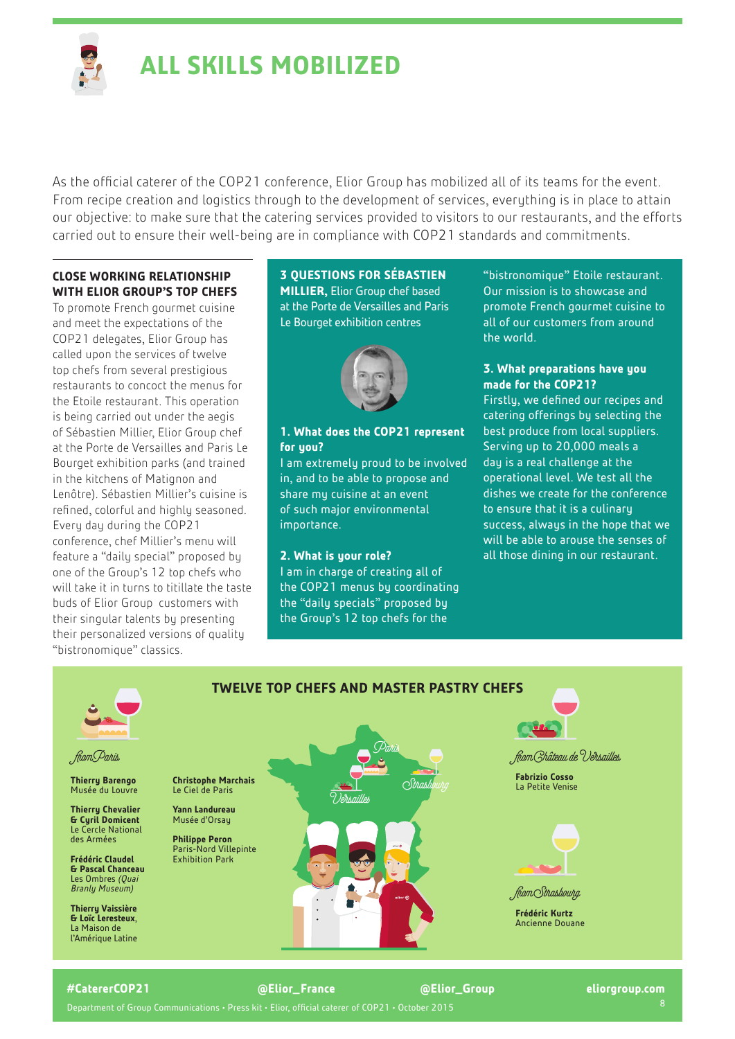# ALL SKILLS MOBILIZED

As the official caterer of the COP21 conference, Elior Group has mobilized all of its teams for the event. From recipe creation and logistics through to the development of services, everything is in place to attain our objective: to make sure that the catering services provided to visitors to our restaurants, and the efforts carried out to ensure their well-being are in compliance with COP21 standards and commitments.

## CLOSE WORKING RELATIONSHIP WITH ELIOR GROUP'S TOP CHEFS

To promote French gourmet cuisine and meet the expectations of the COP21 delegates, Elior Group has called upon the services of twelve top chefs from several prestigious restaurants to concoct the menus for the Etoile restaurant. This operation is being carried out under the aegis of Sébastien Millier, Elior Group chef at the Porte de Versailles and Paris Le Bourget exhibition parks (and trained in the kitchens of Matignon and Lenôtre). Sébastien Millier's cuisine is refined, colorful and highly seasoned. Every day during the COP21 conference, chef Millier's menu will feature a "daily special" proposed by one of the Group's 12 top chefs who will take it in turns to titillate the taste buds of Elior Group customers with their singular talents by presenting their personalized versions of quality "bistronomique" classics.

## 3 QUESTIONS FOR SÉBASTIEN MILLIER, Elior Group chef based at the Porte de Versailles and Paris Le Bourget exhibition centres

**1. What does the COP21 represent for you?**

I am extremely proud to be involved in, and to be able to propose and share my cuisine at an event of such major environmental importance.

**2. What is your role?**

I am in charge of creating all of the COP21 menus by coordinating the "daily specials" proposed by the Group's 12 top chefs for the "bistronomique" Etoile restaurant. Our mission is to showcase and promote French gourmet cuisine to all of our customers from around the world.

**3. What preparations have you made for the COP21?**

Firstly, we defined our recipes and catering offerings by selecting the best produce from local suppliers. Serving up to 20,000 meals a day is a real challenge at the operational level. We test all the dishes we create for the conference to ensure that it is a culinary success, always in the hope that we will be able to arouse the senses of all those dining in our restaurant.

## TWELVE TOP CHEFS AND MASTER PASTRY CHEFS

*from Paris*

**Thierry Barengo**
Musée du Louvre

**Thierry Chevalier & Cyril Domicent**
Le Cercle National des Armées

**Frédéric Claudel & Pascal Chanceau**
Les Ombres *(Quai Branly Museum)*

**Thierry Vaissière & Loïc Leresteux**,
La Maison de l'Amérique Latine

**Christophe Marchais**
Le Ciel de Paris

**Yann Landureau**
Musée d'Orsay

**Philippe Peron**
Paris-Nord Villepinte Exhibition Park

*from Château de Versailles*

**Fabrizio Cosso**
La Petite Venise

*from Strasbourg*

**Frédéric Kurtz**
Ancienne Douane

#CatererCOP21 · @Elior_France · @Elior_Group · eliorgroup.com

Department of Group Communications • Press kit • Elior, official caterer of COP21 • October 2015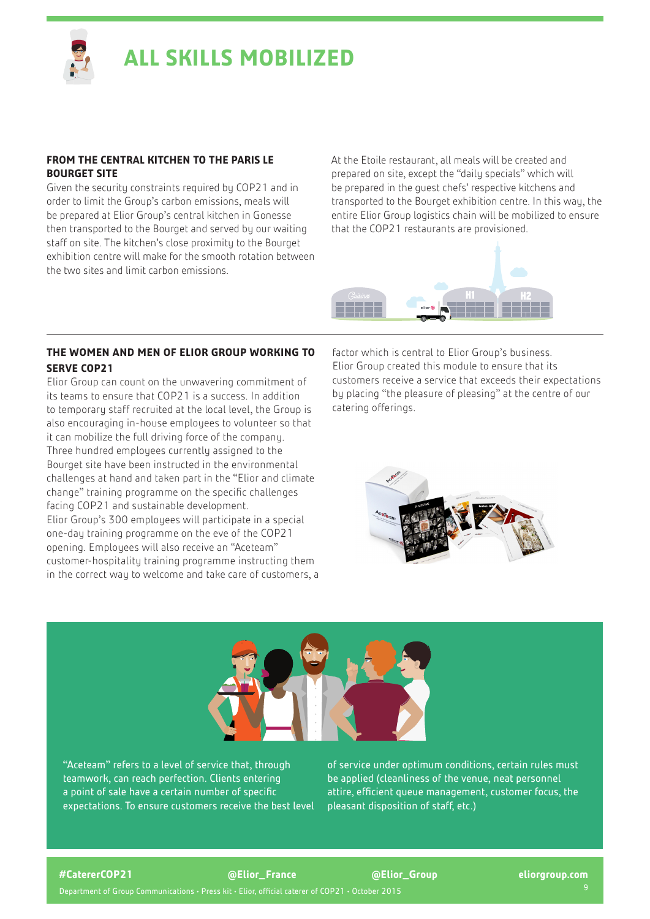# ALL SKILLS MOBILIZED

### FROM THE CENTRAL KITCHEN TO THE PARIS LE BOURGET SITE

Given the security constraints required by COP21 and in order to limit the Group's carbon emissions, meals will be prepared at Elior Group's central kitchen in Gonesse then transported to the Bourget and served by our waiting staff on site. The kitchen's close proximity to the Bourget exhibition centre will make for the smooth rotation between the two sites and limit carbon emissions.

At the Etoile restaurant, all meals will be created and prepared on site, except the "daily specials" which will be prepared in the guest chefs' respective kitchens and transported to the Bourget exhibition centre. In this way, the entire Elior Group logistics chain will be mobilized to ensure that the COP21 restaurants are provisioned.

### THE WOMEN AND MEN OF ELIOR GROUP WORKING TO SERVE COP21

Elior Group can count on the unwavering commitment of its teams to ensure that COP21 is a success. In addition to temporary staff recruited at the local level, the Group is also encouraging in-house employees to volunteer so that it can mobilize the full driving force of the company. Three hundred employees currently assigned to the Bourget site have been instructed in the environmental challenges at hand and taken part in the "Elior and climate change" training programme on the specific challenges facing COP21 and sustainable development.

Elior Group's 300 employees will participate in a special one-day training programme on the eve of the COP21 opening. Employees will also receive an "Aceteam" customer-hospitality training programme instructing them in the correct way to welcome and take care of customers, a factor which is central to Elior Group's business. Elior Group created this module to ensure that its customers receive a service that exceeds their expectations by placing "the pleasure of pleasing" at the centre of our catering offerings.

"Aceteam" refers to a level of service that, through teamwork, can reach perfection. Clients entering a point of sale have a certain number of specific expectations. To ensure customers receive the best level of service under optimum conditions, certain rules must be applied (cleanliness of the venue, neat personnel attire, efficient queue management, customer focus, the pleasant disposition of staff, etc.)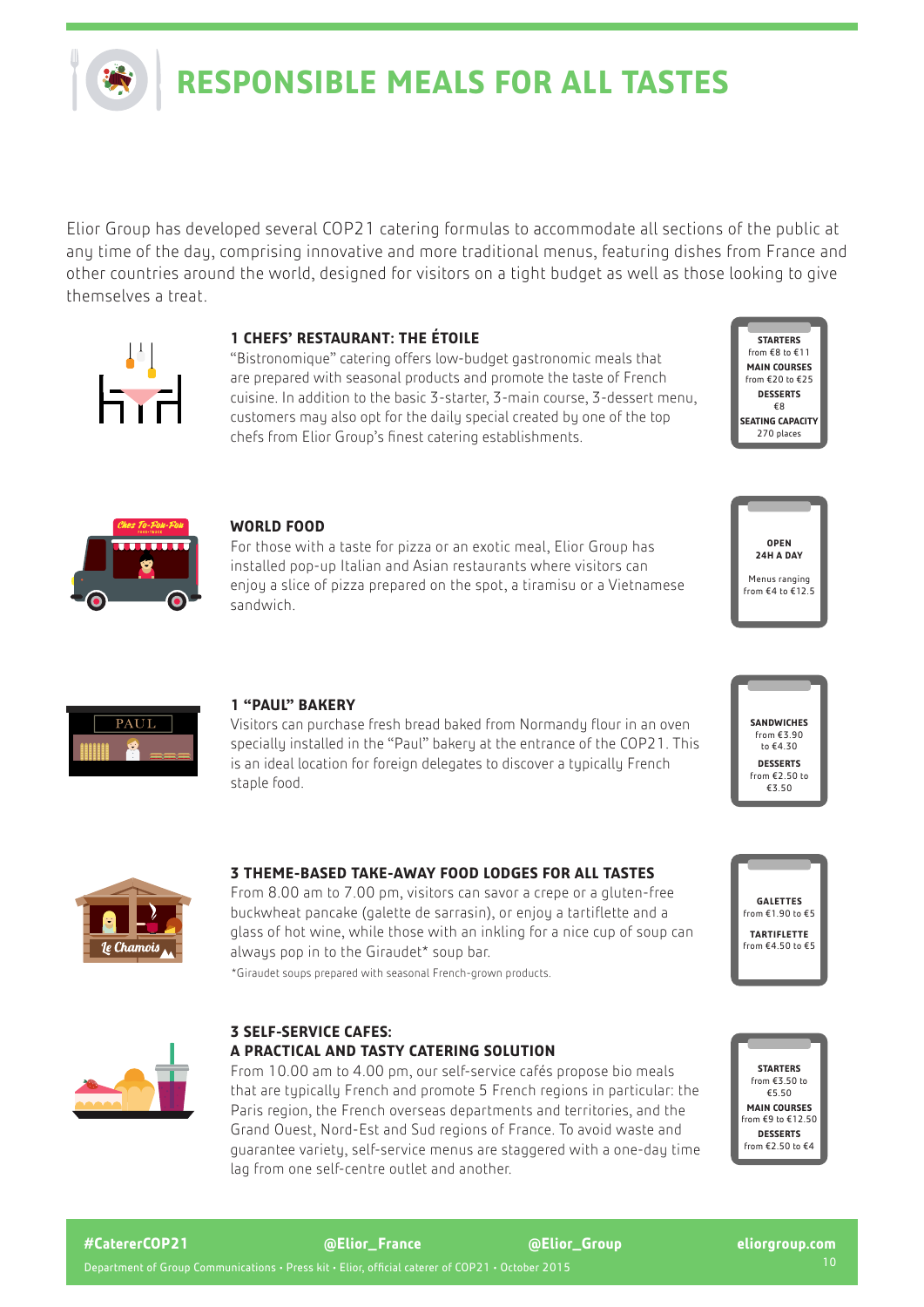# RESPONSIBLE MEALS FOR ALL TASTES

Elior Group has developed several COP21 catering formulas to accommodate all sections of the public at any time of the day, comprising innovative and more traditional menus, featuring dishes from France and other countries around the world, designed for visitors on a tight budget as well as those looking to give themselves a treat.

### 1 CHEFS' RESTAURANT: THE ÉTOILE

"Bistronomique" catering offers low-budget gastronomic meals that are prepared with seasonal products and promote the taste of French cuisine. In addition to the basic 3-starter, 3-main course, 3-dessert menu, customers may also opt for the daily special created by one of the top chefs from Elior Group's finest catering establishments.

**STARTERS**
from €8 to €11
**MAIN COURSES**
from €20 to €25
**DESSERTS**
€8
**SEATING CAPACITY**
270 places

### WORLD FOOD

For those with a taste for pizza or an exotic meal, Elior Group has installed pop-up Italian and Asian restaurants where visitors can enjoy a slice of pizza prepared on the spot, a tiramisu or a Vietnamese sandwich.

**OPEN 24H A DAY**

Menus ranging from €4 to €12.5

### 1 "PAUL" BAKERY

Visitors can purchase fresh bread baked from Normandy flour in an oven specially installed in the "Paul" bakery at the entrance of the COP21. This is an ideal location for foreign delegates to discover a typically French staple food.

**SANDWICHES**
from €3.90 to €4.30
**DESSERTS**
from €2.50 to €3.50

### 3 THEME-BASED TAKE-AWAY FOOD LODGES FOR ALL TASTES

From 8.00 am to 7.00 pm, visitors can savor a crepe or a gluten-free buckwheat pancake (galette de sarrasin), or enjoy a tartiflette and a glass of hot wine, while those with an inkling for a nice cup of soup can always pop in to the Giraudet* soup bar.

*Giraudet soups prepared with seasonal French-grown products.

**GALETTES**
from €1.90 to €5
**TARTIFLETTE**
from €4.50 to €5

### 3 SELF-SERVICE CAFES: A PRACTICAL AND TASTY CATERING SOLUTION

From 10.00 am to 4.00 pm, our self-service cafés propose bio meals that are typically French and promote 5 French regions in particular: the Paris region, the French overseas departments and territories, and the Grand Ouest, Nord-Est and Sud regions of France. To avoid waste and guarantee variety, self-service menus are staggered with a one-day time lag from one self-centre outlet and another.

**STARTERS**
from €3.50 to €5.50
**MAIN COURSES**
from €9 to €12.50
**DESSERTS**
from €2.50 to €4

#CatererCOP21 @Elior_France @Elior_Group eliorgroup.com

Department of Group Communications • Press kit • Elior, official caterer of COP21 • October 2015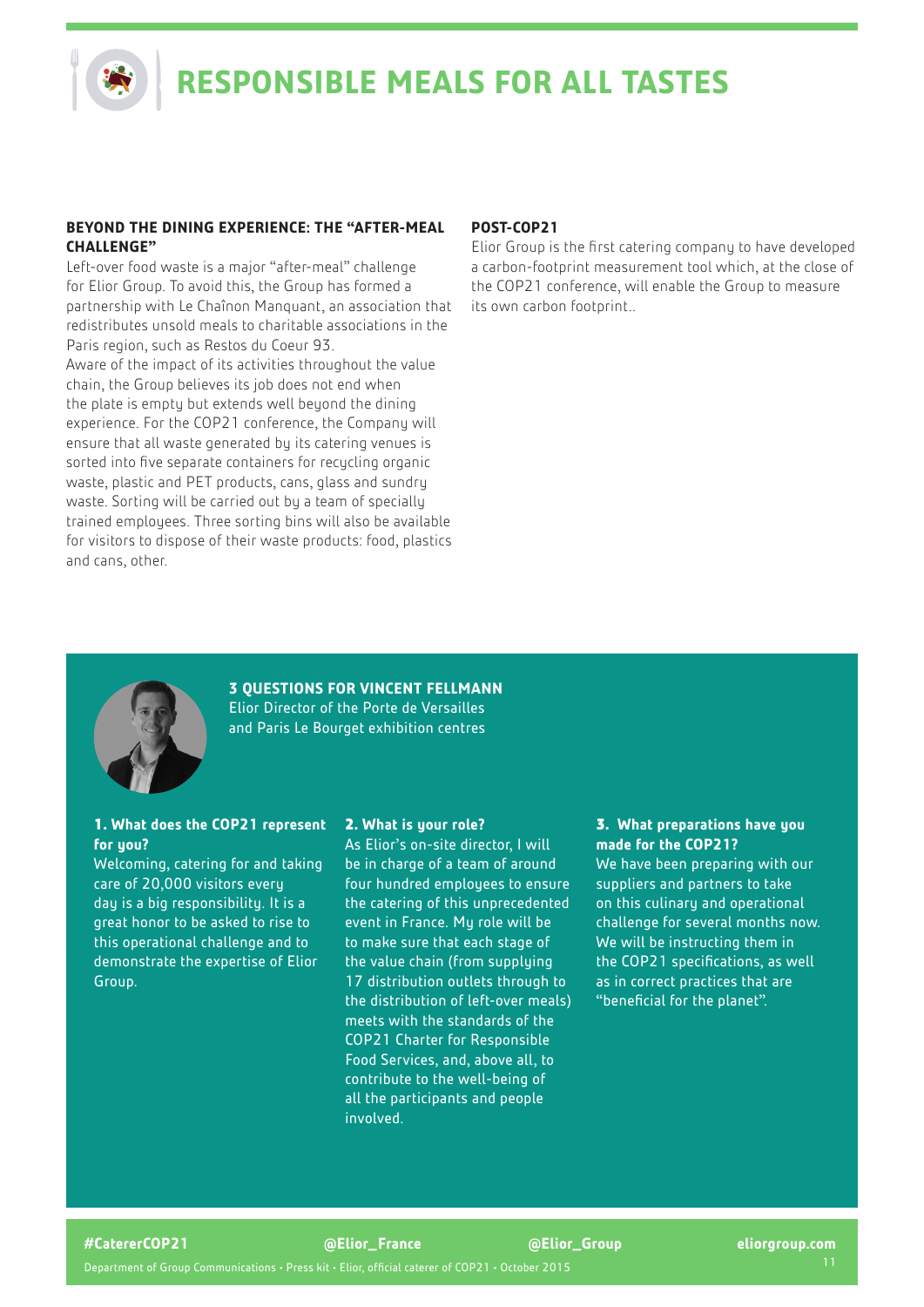# RESPONSIBLE MEALS FOR ALL TASTES

### BEYOND THE DINING EXPERIENCE: THE "AFTER-MEAL CHALLENGE"

Left-over food waste is a major "after-meal" challenge for Elior Group. To avoid this, the Group has formed a partnership with Le Chaînon Manquant, an association that redistributes unsold meals to charitable associations in the Paris region, such as Restos du Coeur 93.

Aware of the impact of its activities throughout the value chain, the Group believes its job does not end when the plate is empty but extends well beyond the dining experience. For the COP21 conference, the Company will ensure that all waste generated by its catering venues is sorted into five separate containers for recycling organic waste, plastic and PET products, cans, glass and sundry waste. Sorting will be carried out by a team of specially trained employees. Three sorting bins will also be available for visitors to dispose of their waste products: food, plastics and cans, other.

### POST-COP21

Elior Group is the first catering company to have developed a carbon-footprint measurement tool which, at the close of the COP21 conference, will enable the Group to measure its own carbon footprint..

### 3 QUESTIONS FOR VINCENT FELLMANN

Elior Director of the Porte de Versailles and Paris Le Bourget exhibition centres

**1. What does the COP21 represent for you?**

Welcoming, catering for and taking care of 20,000 visitors every day is a big responsibility. It is a great honor to be asked to rise to this operational challenge and to demonstrate the expertise of Elior Group.

**2. What is your role?**

As Elior's on-site director, I will be in charge of a team of around four hundred employees to ensure the catering of this unprecedented event in France. My role will be to make sure that each stage of the value chain (from supplying 17 distribution outlets through to the distribution of left-over meals) meets with the standards of the COP21 Charter for Responsible Food Services, and, above all, to contribute to the well-being of all the participants and people involved.

**3. What preparations have you made for the COP21?**

We have been preparing with our suppliers and partners to take on this culinary and operational challenge for several months now. We will be instructing them in the COP21 specifications, as well as in correct practices that are "beneficial for the planet".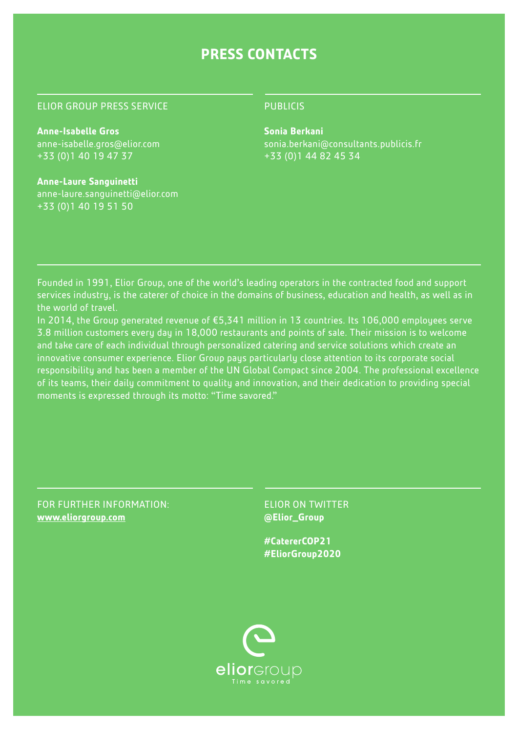# PRESS CONTACTS

ELIOR GROUP PRESS SERVICE

**Anne-Isabelle Gros**
anne-isabelle.gros@elior.com
+33 (0)1 40 19 47 37

**Anne-Laure Sanguinetti**
anne-laure.sanguinetti@elior.com
+33 (0)1 40 19 51 50

PUBLICIS

**Sonia Berkani**
sonia.berkani@consultants.publicis.fr
+33 (0)1 44 82 45 34

Founded in 1991, Elior Group, one of the world's leading operators in the contracted food and support services industry, is the caterer of choice in the domains of business, education and health, as well as in the world of travel.
In 2014, the Group generated revenue of €5,341 million in 13 countries. Its 106,000 employees serve 3.8 million customers every day in 18,000 restaurants and points of sale. Their mission is to welcome and take care of each individual through personalized catering and service solutions which create an innovative consumer experience. Elior Group pays particularly close attention to its corporate social responsibility and has been a member of the UN Global Compact since 2004. The professional excellence of its teams, their daily commitment to quality and innovation, and their dedication to providing special moments is expressed through its motto: "Time savored."

FOR FURTHER INFORMATION:
**www.eliorgroup.com**

ELIOR ON TWITTER
**@Elior_Group**

**#CatererCOP21**
**#EliorGroup2020**

eliorGroup
Time savored